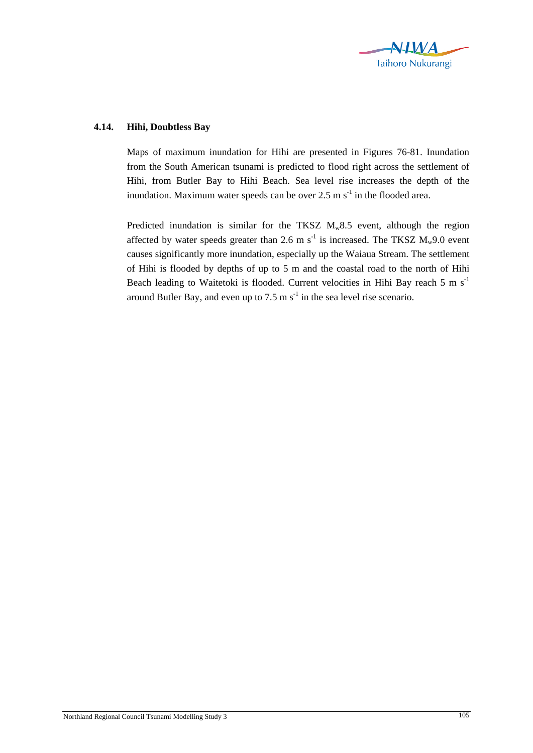## 4.14. Hihi, Doubtless Bay

Maps of maximum inundation for Hihi are presented in Figures 76-81. Inundation from the South American tsunami is predicted to flood right across the settlement of Hihi, from Butler Bay to Hihi Beach. Sea level rise increases the depth of the inundation. Maximum water speeds can be over 2.5 m $s^{-1}$ in the flooded area.

Predicted inundation is similar for the TKSZ $M_w$8.5 event, although the region affected by water speeds greater than 2.6 m $s^{-1}$ is increased. The TKSZ $M_w$9.0 event causes significantly more inundation, especially up the Waiaua Stream. The settlement of Hihi is flooded by depths of up to 5 m and the coastal road to the north of Hihi Beach leading to Waitetoki is flooded. Current velocities in Hihi Bay reach 5 m $s^{-1}$ around Butler Bay, and even up to 7.5 m $s^{-1}$ in the sea level rise scenario.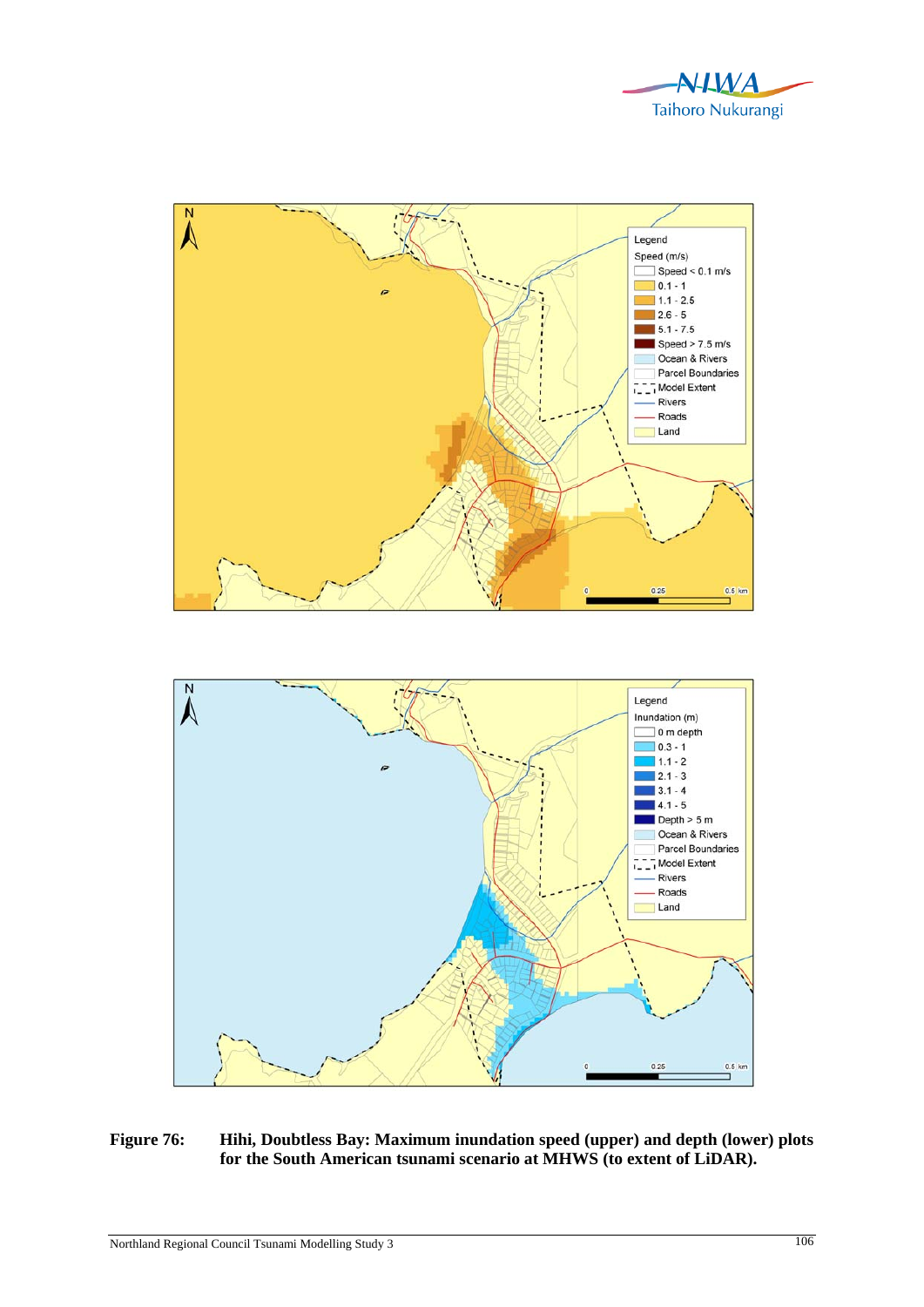**Figure 76: Hihi, Doubtless Bay: Maximum inundation speed (upper) and depth (lower) plots for the South American tsunami scenario at MHWS (to extent of LiDAR).**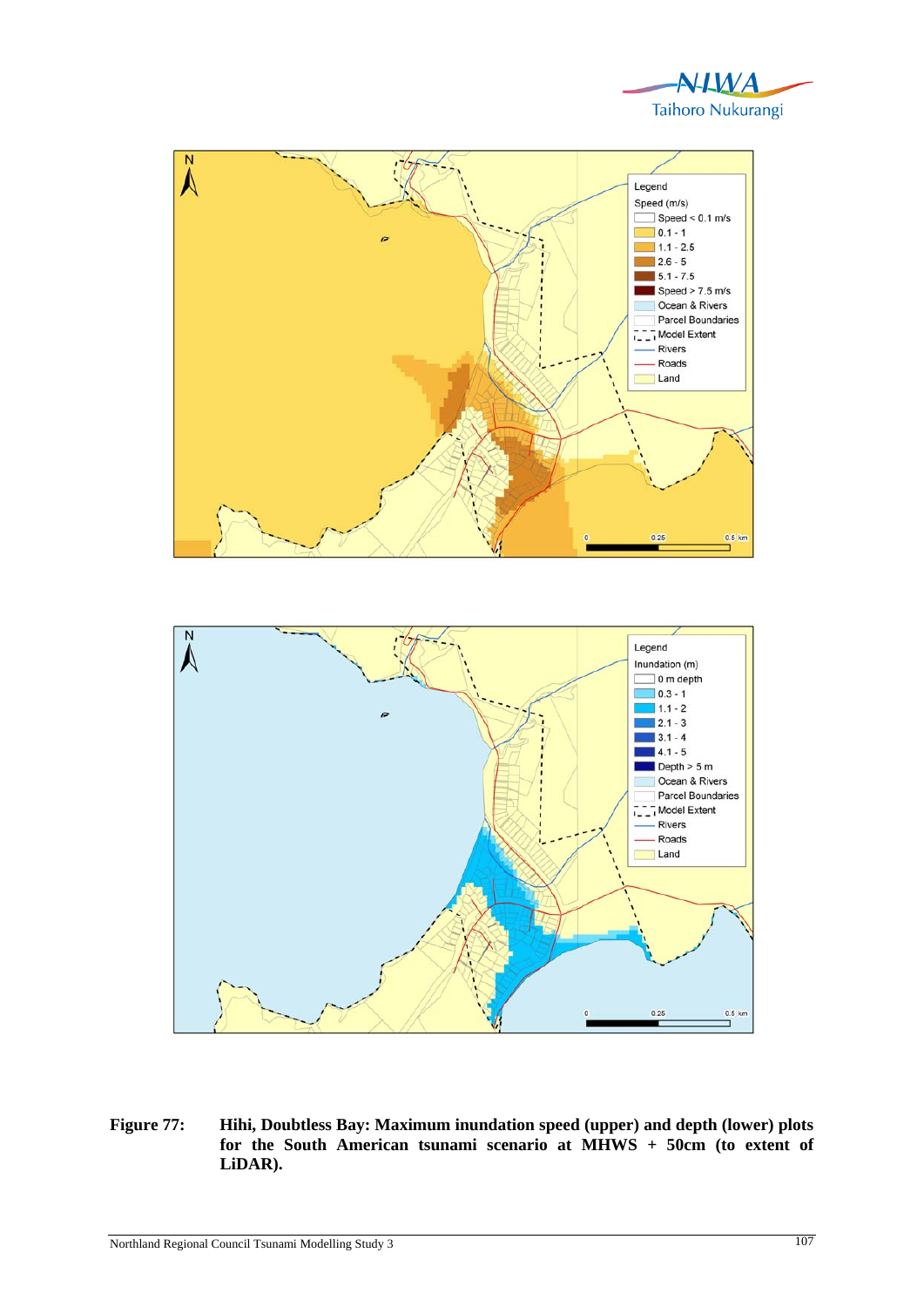**Figure 77: Hihi, Doubtless Bay: Maximum inundation speed (upper) and depth (lower) plots for the South American tsunami scenario at MHWS + 50cm (to extent of LiDAR).**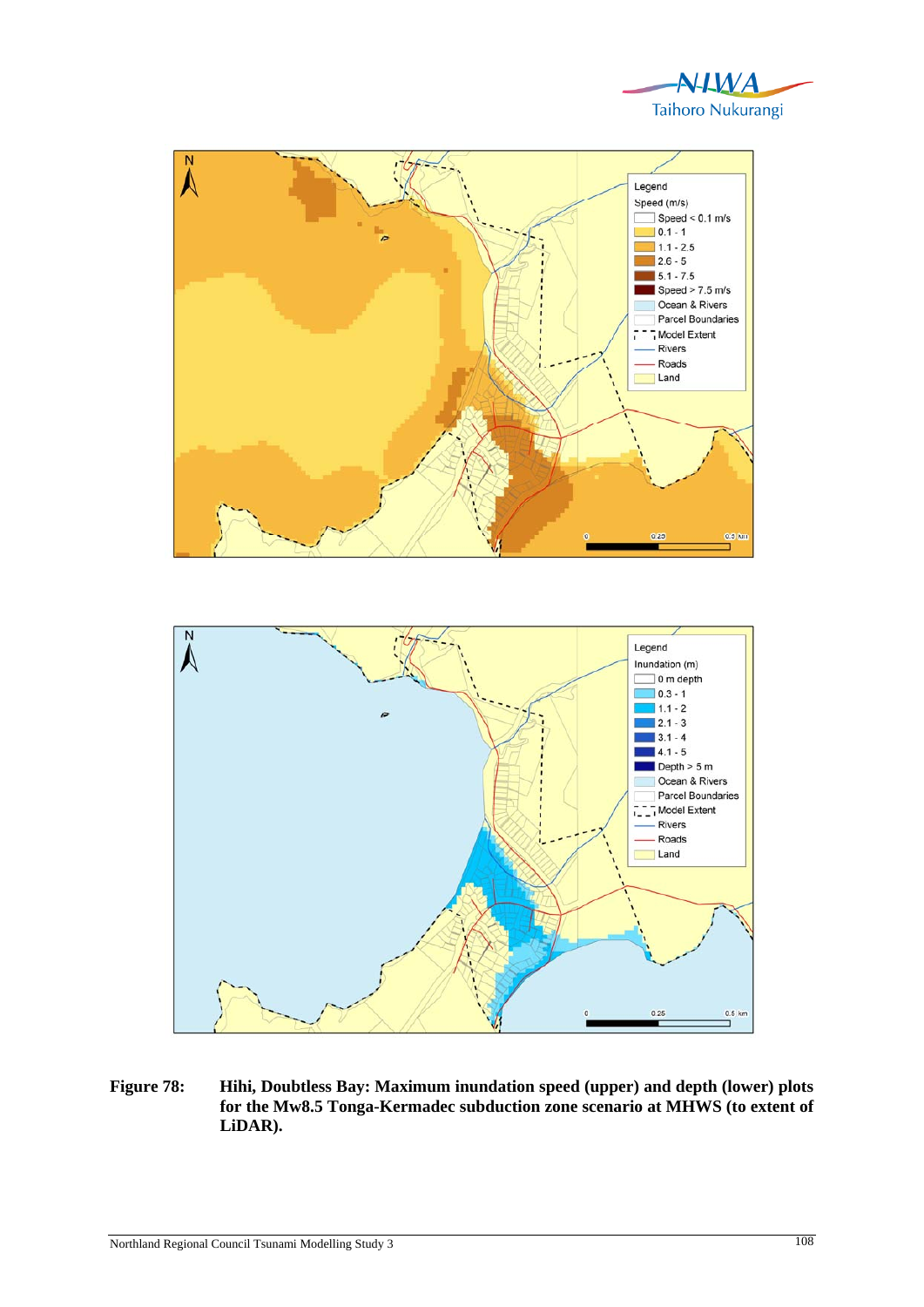**Figure 78: Hihi, Doubtless Bay: Maximum inundation speed (upper) and depth (lower) plots for the Mw8.5 Tonga-Kermadec subduction zone scenario at MHWS (to extent of LiDAR).**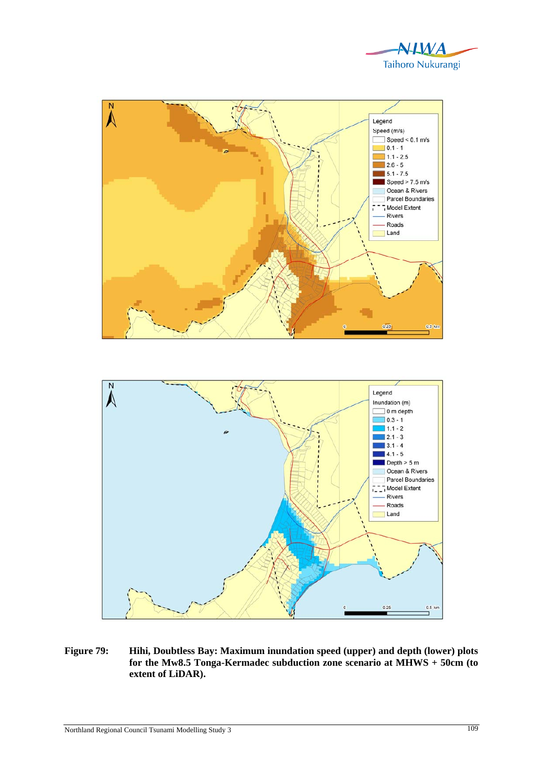**Figure 79: Hihi, Doubtless Bay: Maximum inundation speed (upper) and depth (lower) plots for the Mw8.5 Tonga-Kermadec subduction zone scenario at MHWS + 50cm (to extent of LiDAR).**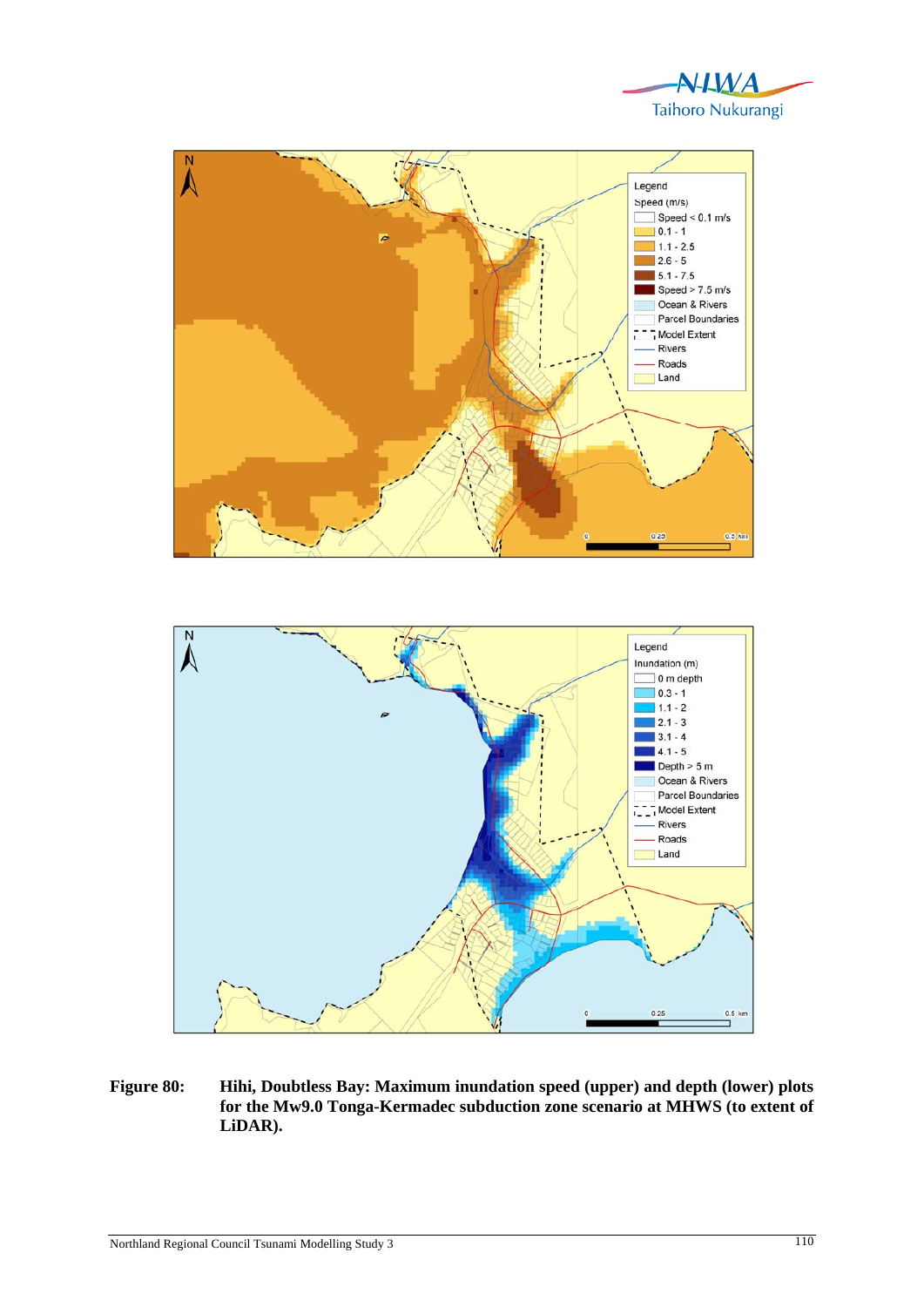**Figure 80: Hihi, Doubtless Bay: Maximum inundation speed (upper) and depth (lower) plots for the Mw9.0 Tonga-Kermadec subduction zone scenario at MHWS (to extent of LiDAR).**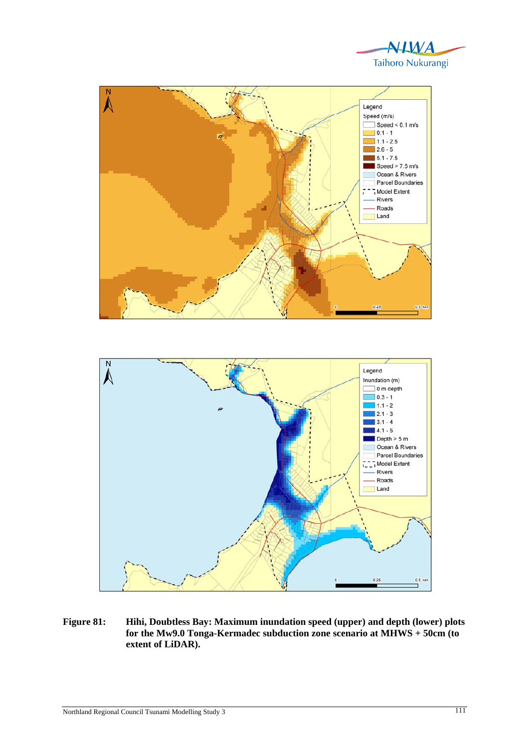N

Legend
Speed (m/s)
Speed < 0.1 m/s
0.1 - 1
1.1 - 2.5
2.6 - 5
5.1 - 7.5
Speed > 7.5 m/s
Ocean & Rivers
Parcel Boundaries
Model Extent
Rivers
Roads
Land

0 0.25 0.5 km

N

Legend
Inundation (m)
0 m depth
0.3 - 1
1.1 - 2
2.1 - 3
3.1 - 4
4.1 - 5
Depth > 5 m
Ocean & Rivers
Parcel Boundaries
Model Extent
Rivers
Roads
Land

0 0.25 0.5 km

**Figure 81: Hihi, Doubtless Bay: Maximum inundation speed (upper) and depth (lower) plots for the Mw9.0 Tonga-Kermadec subduction zone scenario at MHWS + 50cm (to extent of LiDAR).**